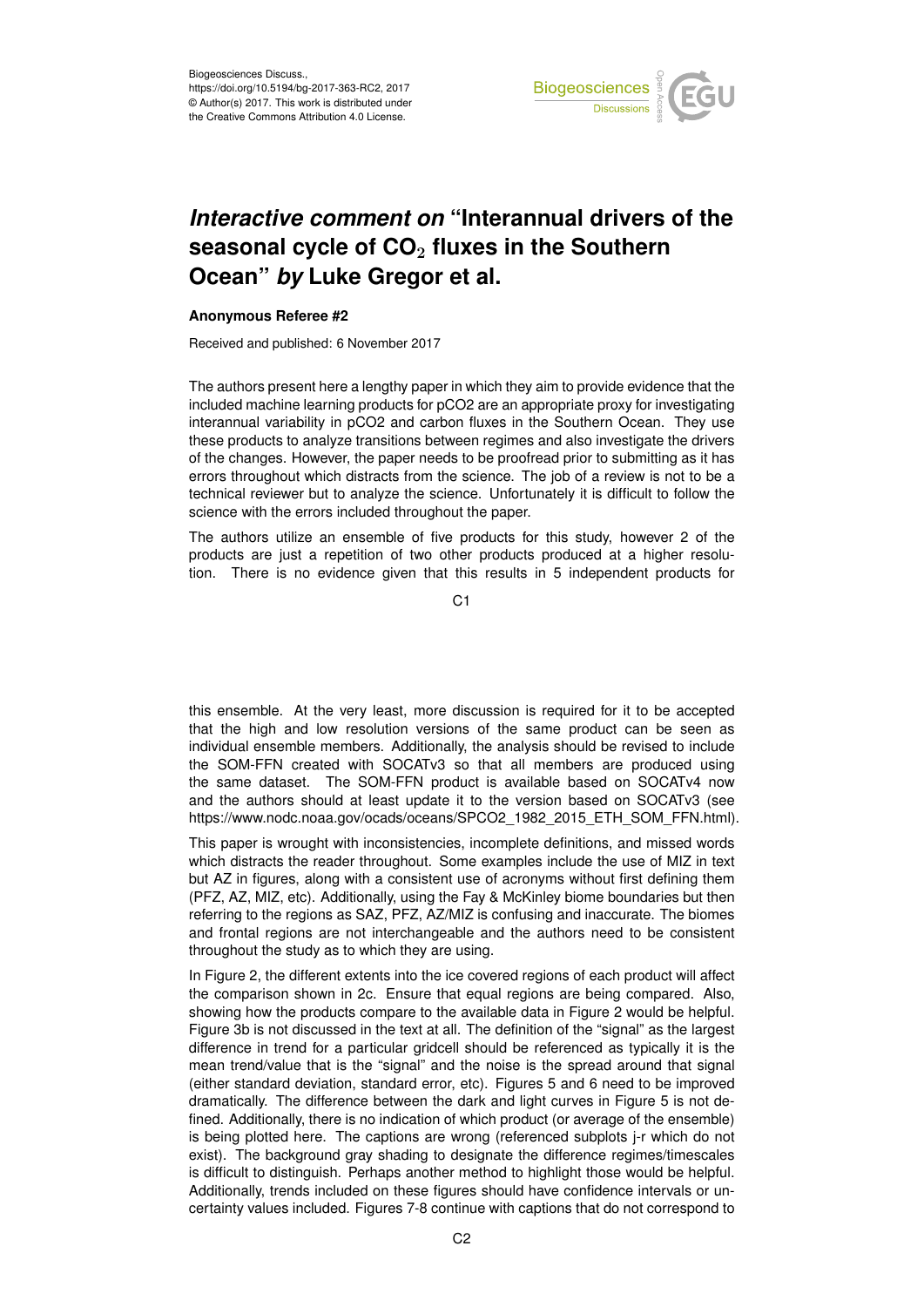# *Interactive comment on* "Interannual drivers of the seasonal cycle of $CO_2$ fluxes in the Southern Ocean" *by* Luke Gregor et al.

**Anonymous Referee #2**

Received and published: 6 November 2017

The authors present here a lengthy paper in which they aim to provide evidence that the included machine learning products for pCO2 are an appropriate proxy for investigating interannual variability in pCO2 and carbon fluxes in the Southern Ocean. They use these products to analyze transitions between regimes and also investigate the drivers of the changes. However, the paper needs to be proofread prior to submitting as it has errors throughout which distracts from the science. The job of a review is not to be a technical reviewer but to analyze the science. Unfortunately it is difficult to follow the science with the errors included throughout the paper.

The authors utilize an ensemble of five products for this study, however 2 of the products are just a repetition of two other products produced at a higher resolution. There is no evidence given that this results in 5 independent products for this ensemble. At the very least, more discussion is required for it to be accepted that the high and low resolution versions of the same product can be seen as individual ensemble members. Additionally, the analysis should be revised to include the SOM-FFN created with SOCATv3 so that all members are produced using the same dataset. The SOM-FFN product is available based on SOCATv4 now and the authors should at least update it to the version based on SOCATv3 (see https://www.nodc.noaa.gov/ocads/oceans/SPCO2_1982_2015_ETH_SOM_FFN.html).

This paper is wrought with inconsistencies, incomplete definitions, and missed words which distracts the reader throughout. Some examples include the use of MIZ in text but AZ in figures, along with a consistent use of acronyms without first defining them (PFZ, AZ, MIZ, etc). Additionally, using the Fay & McKinley biome boundaries but then referring to the regions as SAZ, PFZ, AZ/MIZ is confusing and inaccurate. The biomes and frontal regions are not interchangeable and the authors need to be consistent throughout the study as to which they are using.

In Figure 2, the different extents into the ice covered regions of each product will affect the comparison shown in 2c. Ensure that equal regions are being compared. Also, showing how the products compare to the available data in Figure 2 would be helpful. Figure 3b is not discussed in the text at all. The definition of the "signal" as the largest difference in trend for a particular gridcell should be referenced as typically it is the mean trend/value that is the "signal" and the noise is the spread around that signal (either standard deviation, standard error, etc). Figures 5 and 6 need to be improved dramatically. The difference between the dark and light curves in Figure 5 is not defined. Additionally, there is no indication of which product (or average of the ensemble) is being plotted here. The captions are wrong (referenced subplots j-r which do not exist). The background gray shading to designate the difference regimes/timescales is difficult to distinguish. Perhaps another method to highlight those would be helpful. Additionally, trends included on these figures should have confidence intervals or uncertainty values included. Figures 7-8 continue with captions that do not correspond to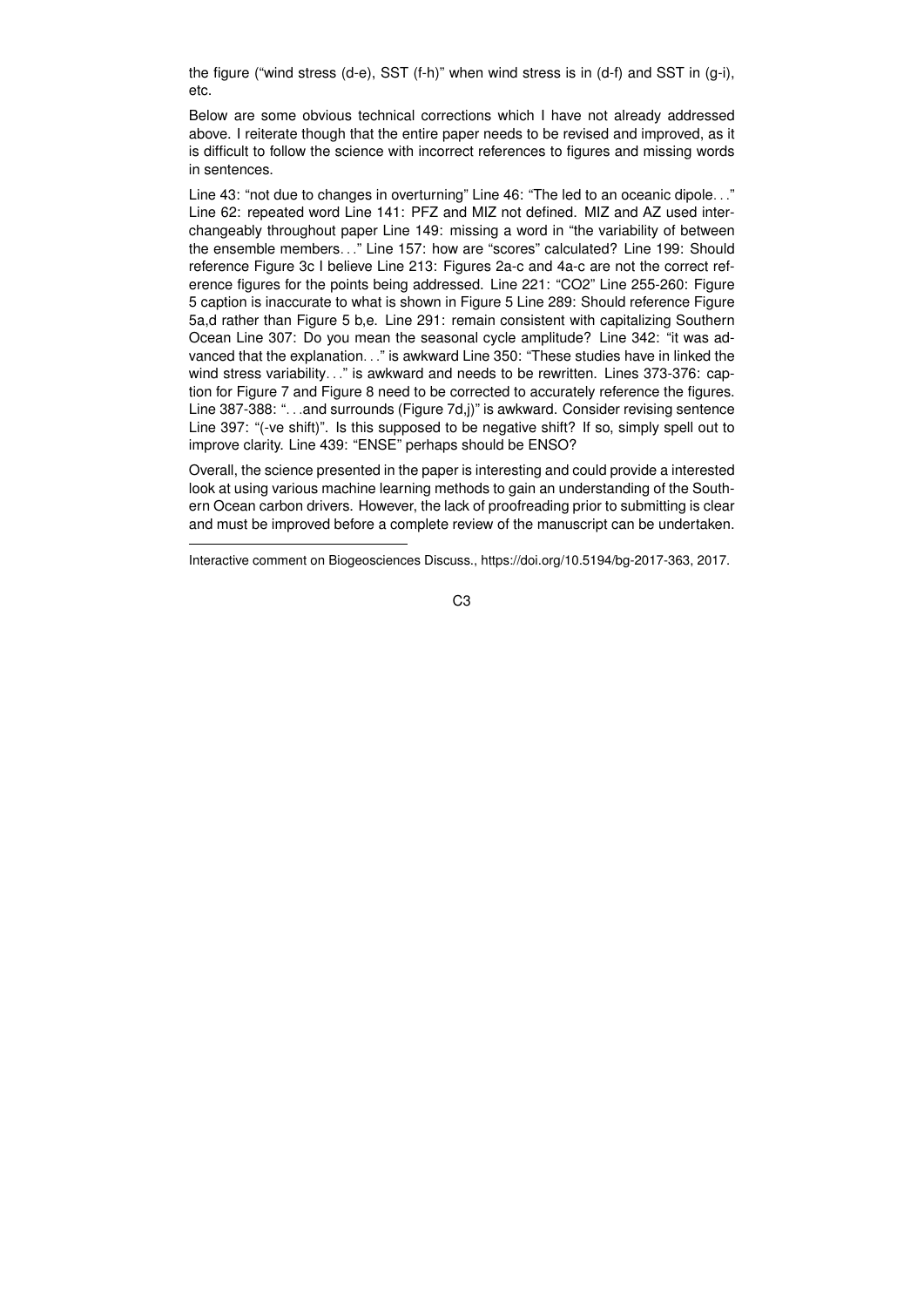the figure ("wind stress (d-e), SST (f-h)" when wind stress is in (d-f) and SST in (g-i), etc.

Below are some obvious technical corrections which I have not already addressed above. I reiterate though that the entire paper needs to be revised and improved, as it is difficult to follow the science with incorrect references to figures and missing words in sentences.

Line 43: "not due to changes in overturning" Line 46: "The led to an oceanic dipole…" Line 62: repeated word Line 141: PFZ and MIZ not defined. MIZ and AZ used interchangeably throughout paper Line 149: missing a word in "the variability of between the ensemble members…" Line 157: how are "scores" calculated? Line 199: Should reference Figure 3c I believe Line 213: Figures 2a-c and 4a-c are not the correct reference figures for the points being addressed. Line 221: "CO2" Line 255-260: Figure 5 caption is inaccurate to what is shown in Figure 5 Line 289: Should reference Figure 5a,d rather than Figure 5 b,e. Line 291: remain consistent with capitalizing Southern Ocean Line 307: Do you mean the seasonal cycle amplitude? Line 342: "it was advanced that the explanation…" is awkward Line 350: "These studies have in linked the wind stress variability…" is awkward and needs to be rewritten. Lines 373-376: caption for Figure 7 and Figure 8 need to be corrected to accurately reference the figures. Line 387-388: "…and surrounds (Figure 7d,j)" is awkward. Consider revising sentence Line 397: "(-ve shift)". Is this supposed to be negative shift? If so, simply spell out to improve clarity. Line 439: "ENSE" perhaps should be ENSO?

Overall, the science presented in the paper is interesting and could provide a interested look at using various machine learning methods to gain an understanding of the Southern Ocean carbon drivers. However, the lack of proofreading prior to submitting is clear and must be improved before a complete review of the manuscript can be undertaken.

---

Interactive comment on Biogeosciences Discuss., https://doi.org/10.5194/bg-2017-363, 2017.